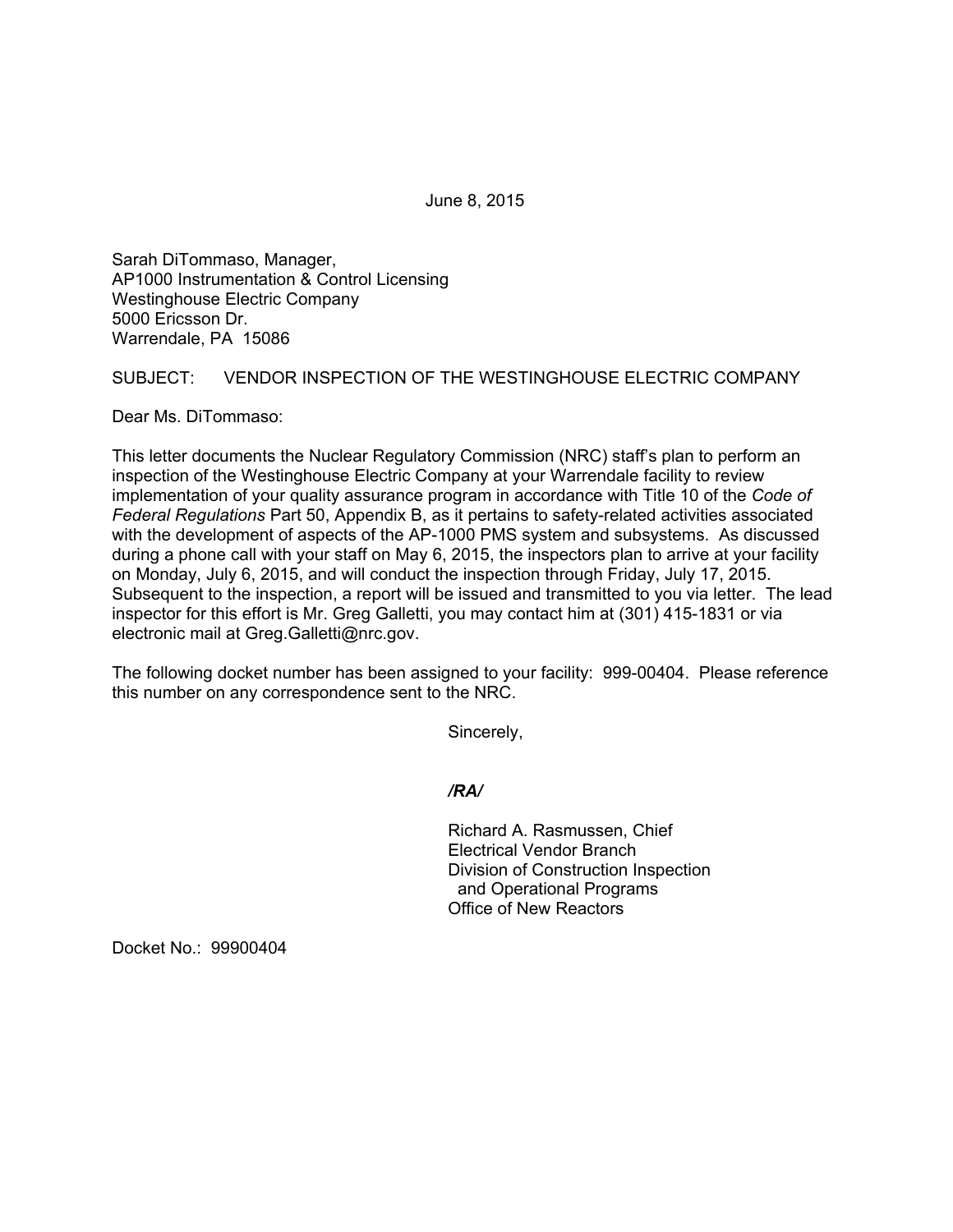June 8, 2015

Sarah DiTommaso, Manager,
AP1000 Instrumentation & Control Licensing
Westinghouse Electric Company
5000 Ericsson Dr.
Warrendale, PA 15086

SUBJECT: VENDOR INSPECTION OF THE WESTINGHOUSE ELECTRIC COMPANY

Dear Ms. DiTommaso:

This letter documents the Nuclear Regulatory Commission (NRC) staff's plan to perform an inspection of the Westinghouse Electric Company at your Warrendale facility to review implementation of your quality assurance program in accordance with Title 10 of the *Code of Federal Regulations* Part 50, Appendix B, as it pertains to safety-related activities associated with the development of aspects of the AP-1000 PMS system and subsystems. As discussed during a phone call with your staff on May 6, 2015, the inspectors plan to arrive at your facility on Monday, July 6, 2015, and will conduct the inspection through Friday, July 17, 2015. Subsequent to the inspection, a report will be issued and transmitted to you via letter. The lead inspector for this effort is Mr. Greg Galletti, you may contact him at (301) 415-1831 or via electronic mail at Greg.Galletti@nrc.gov.

The following docket number has been assigned to your facility: 999-00404. Please reference this number on any correspondence sent to the NRC.

Sincerely,

*/RA/*

Richard A. Rasmussen, Chief
Electrical Vendor Branch
Division of Construction Inspection
and Operational Programs
Office of New Reactors

Docket No.: 99900404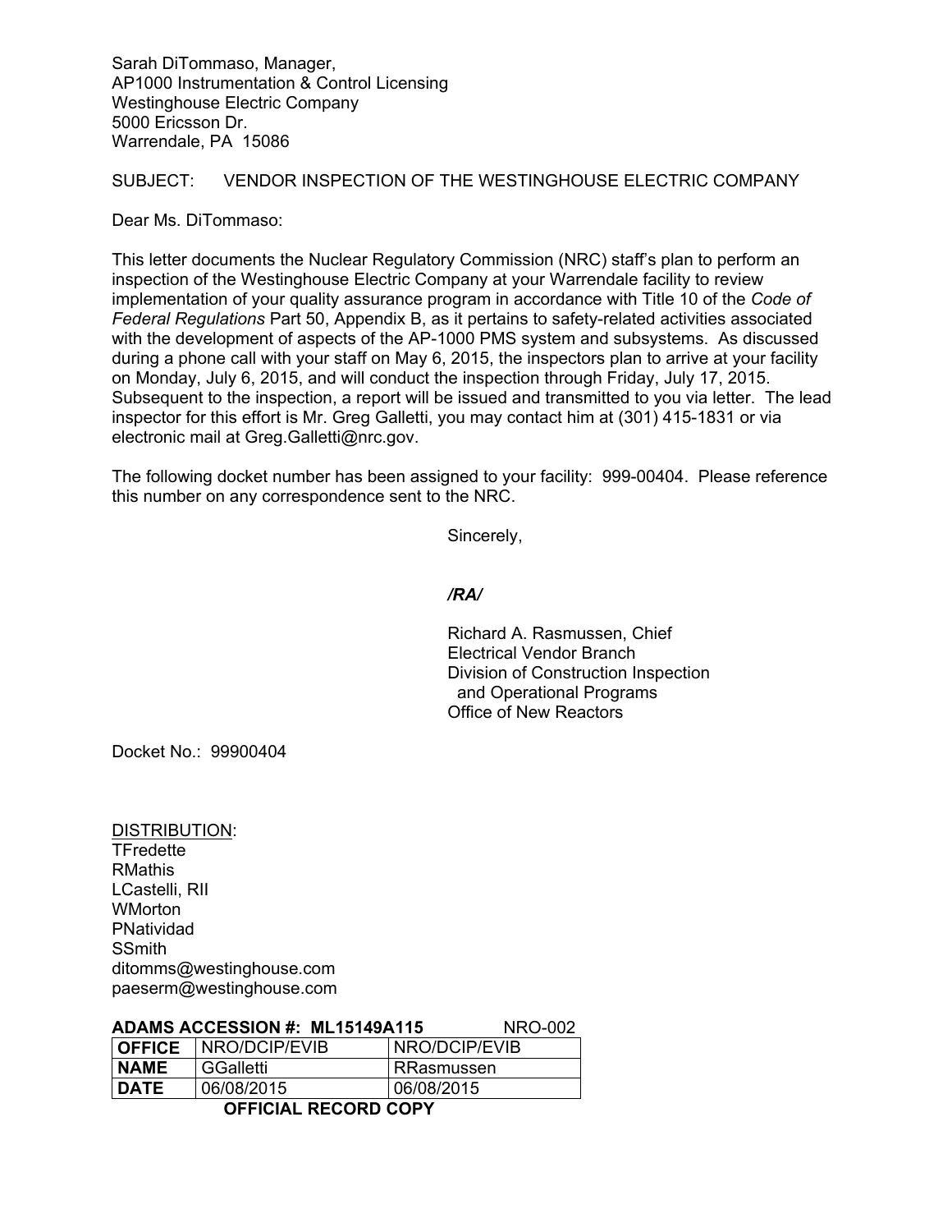Sarah DiTommaso, Manager,
AP1000 Instrumentation & Control Licensing
Westinghouse Electric Company
5000 Ericsson Dr.
Warrendale, PA 15086

SUBJECT: VENDOR INSPECTION OF THE WESTINGHOUSE ELECTRIC COMPANY

Dear Ms. DiTommaso:

This letter documents the Nuclear Regulatory Commission (NRC) staff's plan to perform an inspection of the Westinghouse Electric Company at your Warrendale facility to review implementation of your quality assurance program in accordance with Title 10 of the *Code of Federal Regulations* Part 50, Appendix B, as it pertains to safety-related activities associated with the development of aspects of the AP-1000 PMS system and subsystems. As discussed during a phone call with your staff on May 6, 2015, the inspectors plan to arrive at your facility on Monday, July 6, 2015, and will conduct the inspection through Friday, July 17, 2015. Subsequent to the inspection, a report will be issued and transmitted to you via letter. The lead inspector for this effort is Mr. Greg Galletti, you may contact him at (301) 415-1831 or via electronic mail at Greg.Galletti@nrc.gov.

The following docket number has been assigned to your facility: 999-00404. Please reference this number on any correspondence sent to the NRC.

Sincerely,

***/RA/***

Richard A. Rasmussen, Chief
Electrical Vendor Branch
Division of Construction Inspection
and Operational Programs
Office of New Reactors

Docket No.: 99900404

DISTRIBUTION:
TFredette
RMathis
LCastelli, RII
WMorton
PNatividad
SSmith
ditomms@westinghouse.com
paeserm@westinghouse.com

**ADAMS ACCESSION #: ML15149A115** NRO-002

| | | |
|---|---|---|
| **OFFICE** | NRO/DCIP/EVIB | NRO/DCIP/EVIB |
| **NAME** | GGalletti | RRasmussen |
| **DATE** | 06/08/2015 | 06/08/2015 |

**OFFICIAL RECORD COPY**